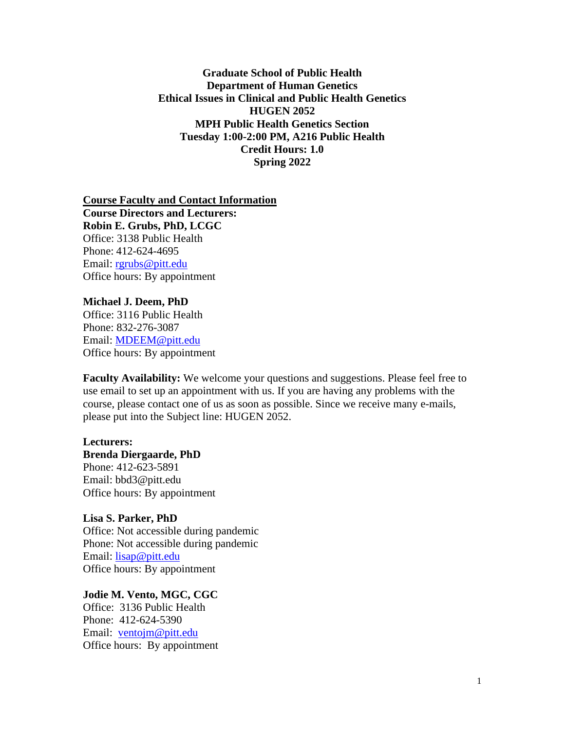**Graduate School of Public Health**
**Department of Human Genetics**
**Ethical Issues in Clinical and Public Health Genetics**
**HUGEN 2052**
**MPH Public Health Genetics Section**
**Tuesday 1:00-2:00 PM, A216 Public Health**
**Credit Hours: 1.0**
**Spring 2022**

## Course Faculty and Contact Information

**Course Directors and Lecturers:**

**Robin E. Grubs, PhD, LCGC**
Office: 3138 Public Health
Phone: 412-624-4695
Email: rgrubs@pitt.edu
Office hours: By appointment

**Michael J. Deem, PhD**
Office: 3116 Public Health
Phone: 832-276-3087
Email: MDEEM@pitt.edu
Office hours: By appointment

**Faculty Availability:** We welcome your questions and suggestions. Please feel free to use email to set up an appointment with us. If you are having any problems with the course, please contact one of us as soon as possible. Since we receive many e-mails, please put into the Subject line: HUGEN 2052.

**Lecturers:**

**Brenda Diergaarde, PhD**
Phone: 412-623-5891
Email: bbd3@pitt.edu
Office hours: By appointment

**Lisa S. Parker, PhD**
Office: Not accessible during pandemic
Phone: Not accessible during pandemic
Email: lisap@pitt.edu
Office hours: By appointment

**Jodie M. Vento, MGC, CGC**
Office: 3136 Public Health
Phone: 412-624-5390
Email: ventojm@pitt.edu
Office hours: By appointment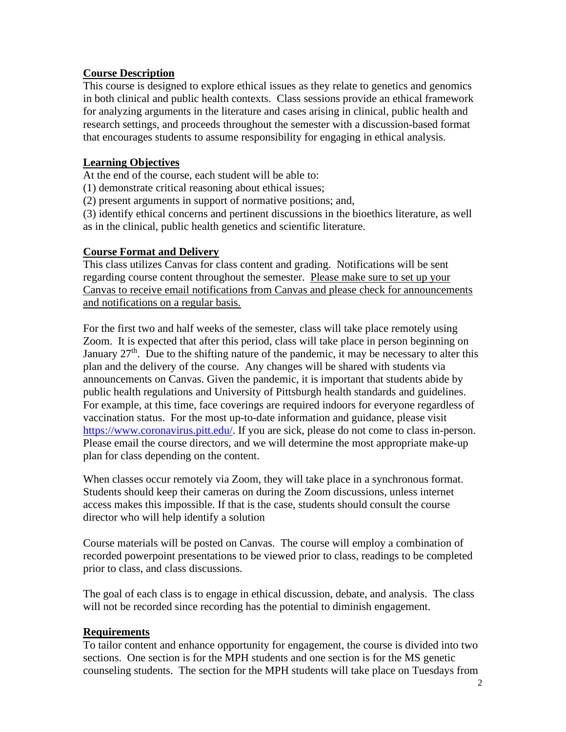## Course Description

This course is designed to explore ethical issues as they relate to genetics and genomics in both clinical and public health contexts. Class sessions provide an ethical framework for analyzing arguments in the literature and cases arising in clinical, public health and research settings, and proceeds throughout the semester with a discussion-based format that encourages students to assume responsibility for engaging in ethical analysis.

## Learning Objectives

At the end of the course, each student will be able to:

(1) demonstrate critical reasoning about ethical issues;

(2) present arguments in support of normative positions; and,

(3) identify ethical concerns and pertinent discussions in the bioethics literature, as well as in the clinical, public health genetics and scientific literature.

## Course Format and Delivery

This class utilizes Canvas for class content and grading. Notifications will be sent regarding course content throughout the semester. Please make sure to set up your Canvas to receive email notifications from Canvas and please check for announcements and notifications on a regular basis.

For the first two and half weeks of the semester, class will take place remotely using Zoom. It is expected that after this period, class will take place in person beginning on January 27th. Due to the shifting nature of the pandemic, it may be necessary to alter this plan and the delivery of the course. Any changes will be shared with students via announcements on Canvas. Given the pandemic, it is important that students abide by public health regulations and University of Pittsburgh health standards and guidelines. For example, at this time, face coverings are required indoors for everyone regardless of vaccination status. For the most up-to-date information and guidance, please visit https://www.coronavirus.pitt.edu/. If you are sick, please do not come to class in-person. Please email the course directors, and we will determine the most appropriate make-up plan for class depending on the content.

When classes occur remotely via Zoom, they will take place in a synchronous format. Students should keep their cameras on during the Zoom discussions, unless internet access makes this impossible. If that is the case, students should consult the course director who will help identify a solution

Course materials will be posted on Canvas. The course will employ a combination of recorded powerpoint presentations to be viewed prior to class, readings to be completed prior to class, and class discussions.

The goal of each class is to engage in ethical discussion, debate, and analysis. The class will not be recorded since recording has the potential to diminish engagement.

## Requirements

To tailor content and enhance opportunity for engagement, the course is divided into two sections. One section is for the MPH students and one section is for the MS genetic counseling students. The section for the MPH students will take place on Tuesdays from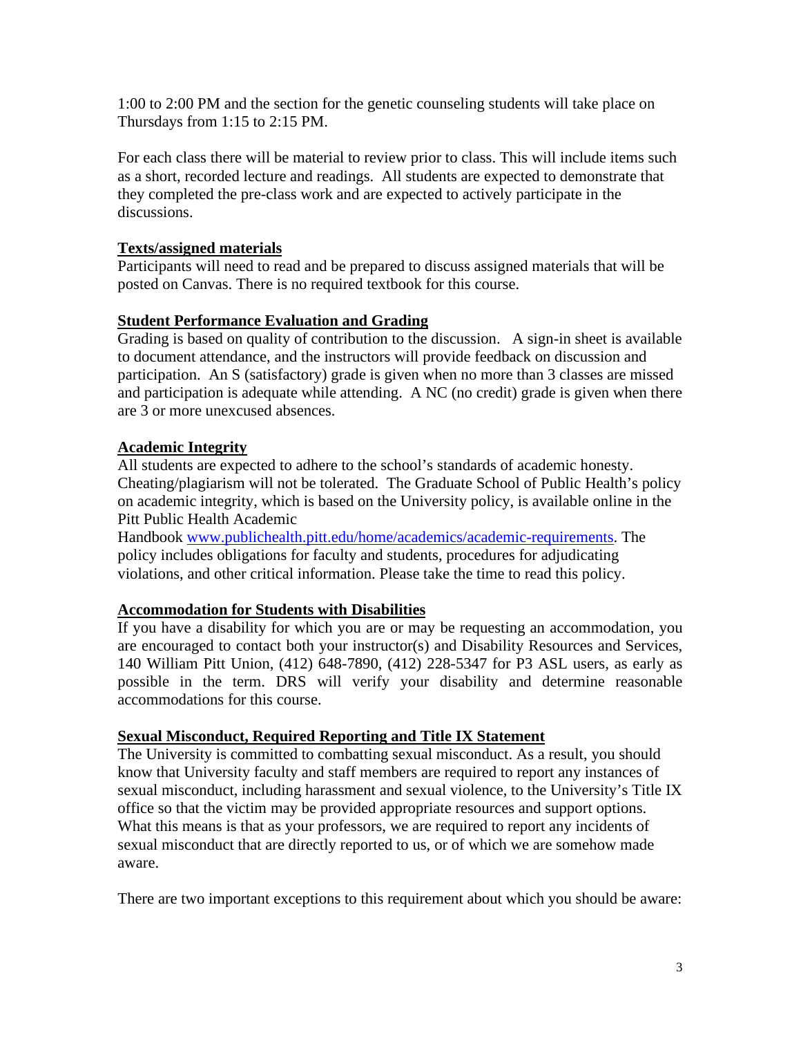1:00 to 2:00 PM and the section for the genetic counseling students will take place on Thursdays from 1:15 to 2:15 PM.

For each class there will be material to review prior to class. This will include items such as a short, recorded lecture and readings. All students are expected to demonstrate that they completed the pre-class work and are expected to actively participate in the discussions.

## Texts/assigned materials

Participants will need to read and be prepared to discuss assigned materials that will be posted on Canvas. There is no required textbook for this course.

## Student Performance Evaluation and Grading

Grading is based on quality of contribution to the discussion. A sign-in sheet is available to document attendance, and the instructors will provide feedback on discussion and participation. An S (satisfactory) grade is given when no more than 3 classes are missed and participation is adequate while attending. A NC (no credit) grade is given when there are 3 or more unexcused absences.

## Academic Integrity

All students are expected to adhere to the school's standards of academic honesty. Cheating/plagiarism will not be tolerated. The Graduate School of Public Health's policy on academic integrity, which is based on the University policy, is available online in the Pitt Public Health Academic Handbook [www.publichealth.pitt.edu/home/academics/academic-requirements](www.publichealth.pitt.edu/home/academics/academic-requirements). The policy includes obligations for faculty and students, procedures for adjudicating violations, and other critical information. Please take the time to read this policy.

## Accommodation for Students with Disabilities

If you have a disability for which you are or may be requesting an accommodation, you are encouraged to contact both your instructor(s) and Disability Resources and Services, 140 William Pitt Union, (412) 648-7890, (412) 228-5347 for P3 ASL users, as early as possible in the term. DRS will verify your disability and determine reasonable accommodations for this course.

## Sexual Misconduct, Required Reporting and Title IX Statement

The University is committed to combatting sexual misconduct. As a result, you should know that University faculty and staff members are required to report any instances of sexual misconduct, including harassment and sexual violence, to the University's Title IX office so that the victim may be provided appropriate resources and support options. What this means is that as your professors, we are required to report any incidents of sexual misconduct that are directly reported to us, or of which we are somehow made aware.

There are two important exceptions to this requirement about which you should be aware: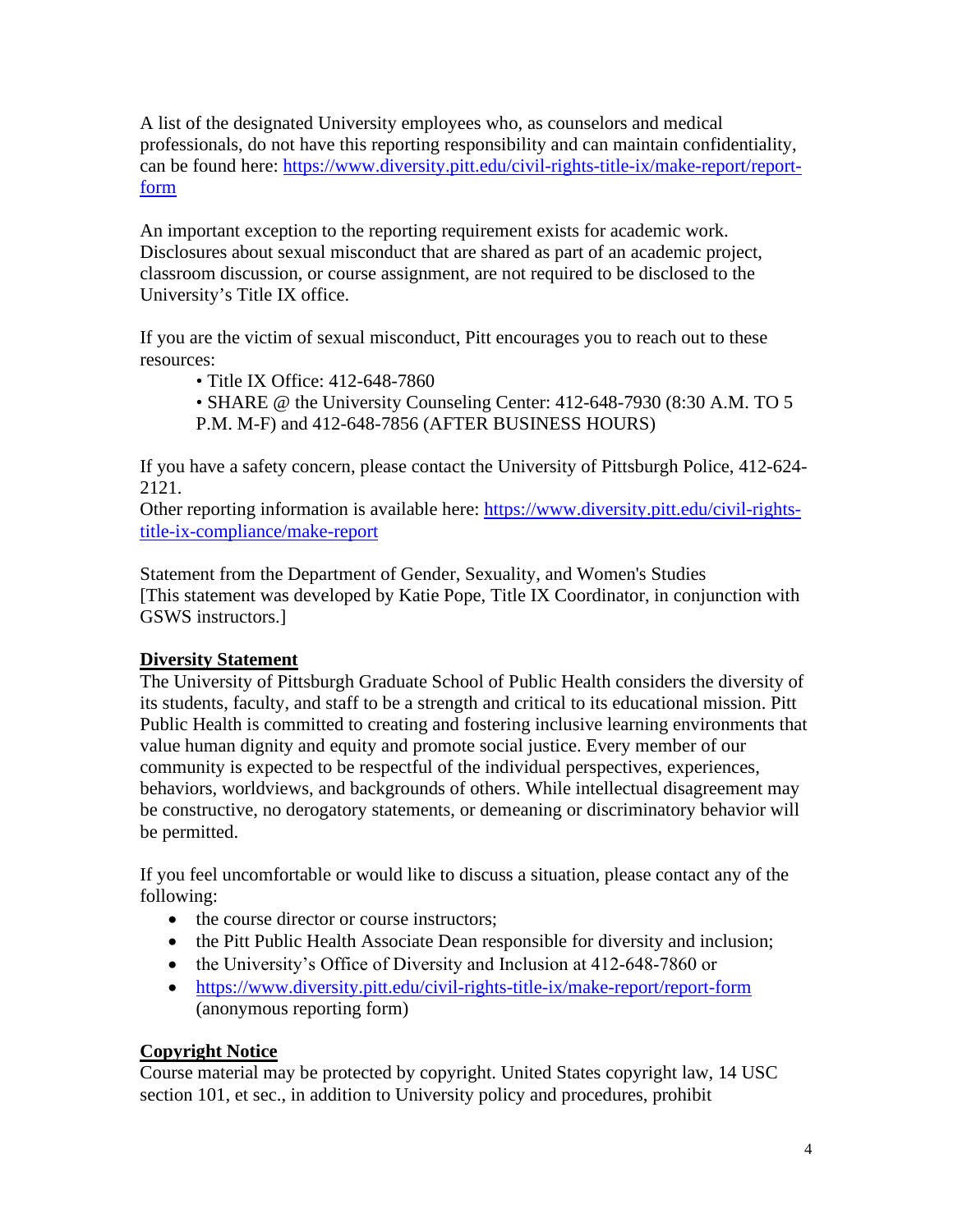A list of the designated University employees who, as counselors and medical professionals, do not have this reporting responsibility and can maintain confidentiality, can be found here: [https://www.diversity.pitt.edu/civil-rights-title-ix/make-report/report-form](https://www.diversity.pitt.edu/civil-rights-title-ix/make-report/report-form)

An important exception to the reporting requirement exists for academic work. Disclosures about sexual misconduct that are shared as part of an academic project, classroom discussion, or course assignment, are not required to be disclosed to the University's Title IX office.

If you are the victim of sexual misconduct, Pitt encourages you to reach out to these resources:

- Title IX Office: 412-648-7860
- SHARE @ the University Counseling Center: 412-648-7930 (8:30 A.M. TO 5 P.M. M-F) and 412-648-7856 (AFTER BUSINESS HOURS)

If you have a safety concern, please contact the University of Pittsburgh Police, 412-624-2121.
Other reporting information is available here: [https://www.diversity.pitt.edu/civil-rights-title-ix-compliance/make-report](https://www.diversity.pitt.edu/civil-rights-title-ix-compliance/make-report)

Statement from the Department of Gender, Sexuality, and Women's Studies
[This statement was developed by Katie Pope, Title IX Coordinator, in conjunction with GSWS instructors.]

## Diversity Statement

The University of Pittsburgh Graduate School of Public Health considers the diversity of its students, faculty, and staff to be a strength and critical to its educational mission. Pitt Public Health is committed to creating and fostering inclusive learning environments that value human dignity and equity and promote social justice. Every member of our community is expected to be respectful of the individual perspectives, experiences, behaviors, worldviews, and backgrounds of others. While intellectual disagreement may be constructive, no derogatory statements, or demeaning or discriminatory behavior will be permitted.

If you feel uncomfortable or would like to discuss a situation, please contact any of the following:

- the course director or course instructors;
- the Pitt Public Health Associate Dean responsible for diversity and inclusion;
- the University's Office of Diversity and Inclusion at 412-648-7860 or
- [https://www.diversity.pitt.edu/civil-rights-title-ix/make-report/report-form](https://www.diversity.pitt.edu/civil-rights-title-ix/make-report/report-form) (anonymous reporting form)

## Copyright Notice

Course material may be protected by copyright. United States copyright law, 14 USC section 101, et sec., in addition to University policy and procedures, prohibit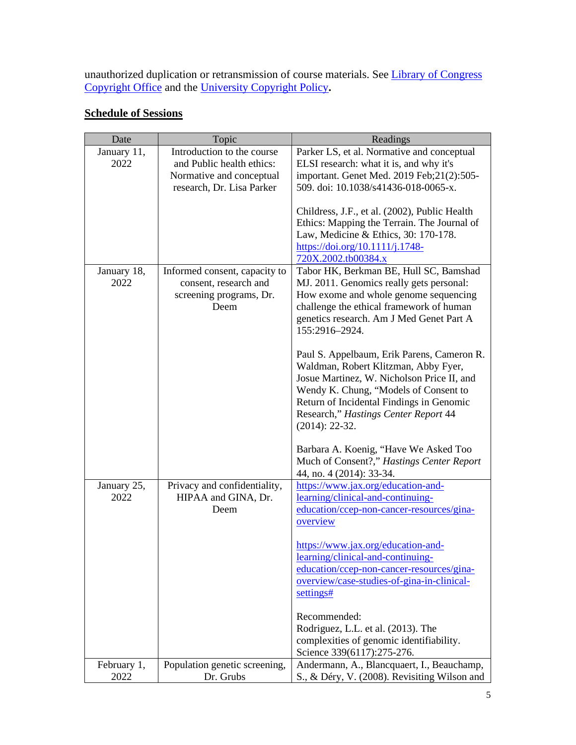unauthorized duplication or retransmission of course materials. See [Library of Congress Copyright Office]() and the [University Copyright Policy]().

## **Schedule of Sessions**

| Date | Topic | Readings |
| --- | --- | --- |
| January 11, 2022 | Introduction to the course and Public health ethics: Normative and conceptual research, Dr. Lisa Parker | Parker LS, et al. Normative and conceptual ELSI research: what it is, and why it's important. Genet Med. 2019 Feb;21(2):505-509. doi: 10.1038/s41436-018-0065-x.<br><br>Childress, J.F., et al. (2002), Public Health Ethics: Mapping the Terrain. The Journal of Law, Medicine & Ethics, 30: 170-178. https://doi.org/10.1111/j.1748-720X.2002.tb00384.x |
| January 18, 2022 | Informed consent, capacity to consent, research and screening programs, Dr. Deem | Tabor HK, Berkman BE, Hull SC, Bamshad MJ. 2011. Genomics really gets personal: How exome and whole genome sequencing challenge the ethical framework of human genetics research. Am J Med Genet Part A 155:2916–2924.<br><br>Paul S. Appelbaum, Erik Parens, Cameron R. Waldman, Robert Klitzman, Abby Fyer, Josue Martinez, W. Nicholson Price II, and Wendy K. Chung, “Models of Consent to Return of Incidental Findings in Genomic Research,” *Hastings Center Report* 44 (2014): 22-32.<br><br>Barbara A. Koenig, “Have We Asked Too Much of Consent?,” *Hastings Center Report* 44, no. 4 (2014): 33-34. |
| January 25, 2022 | Privacy and confidentiality, HIPAA and GINA, Dr. Deem | https://www.jax.org/education-and-learning/clinical-and-continuing-education/ccep-non-cancer-resources/gina-overview<br><br>https://www.jax.org/education-and-learning/clinical-and-continuing-education/ccep-non-cancer-resources/gina-overview/case-studies-of-gina-in-clinical-settings#<br><br>Recommended:<br>Rodriguez, L.L. et al. (2013). The complexities of genomic identifiability. Science 339(6117):275-276. |
| February 1, 2022 | Population genetic screening, Dr. Grubs | Andermann, A., Blancquaert, I., Beauchamp, S., & Déry, V. (2008). Revisiting Wilson and |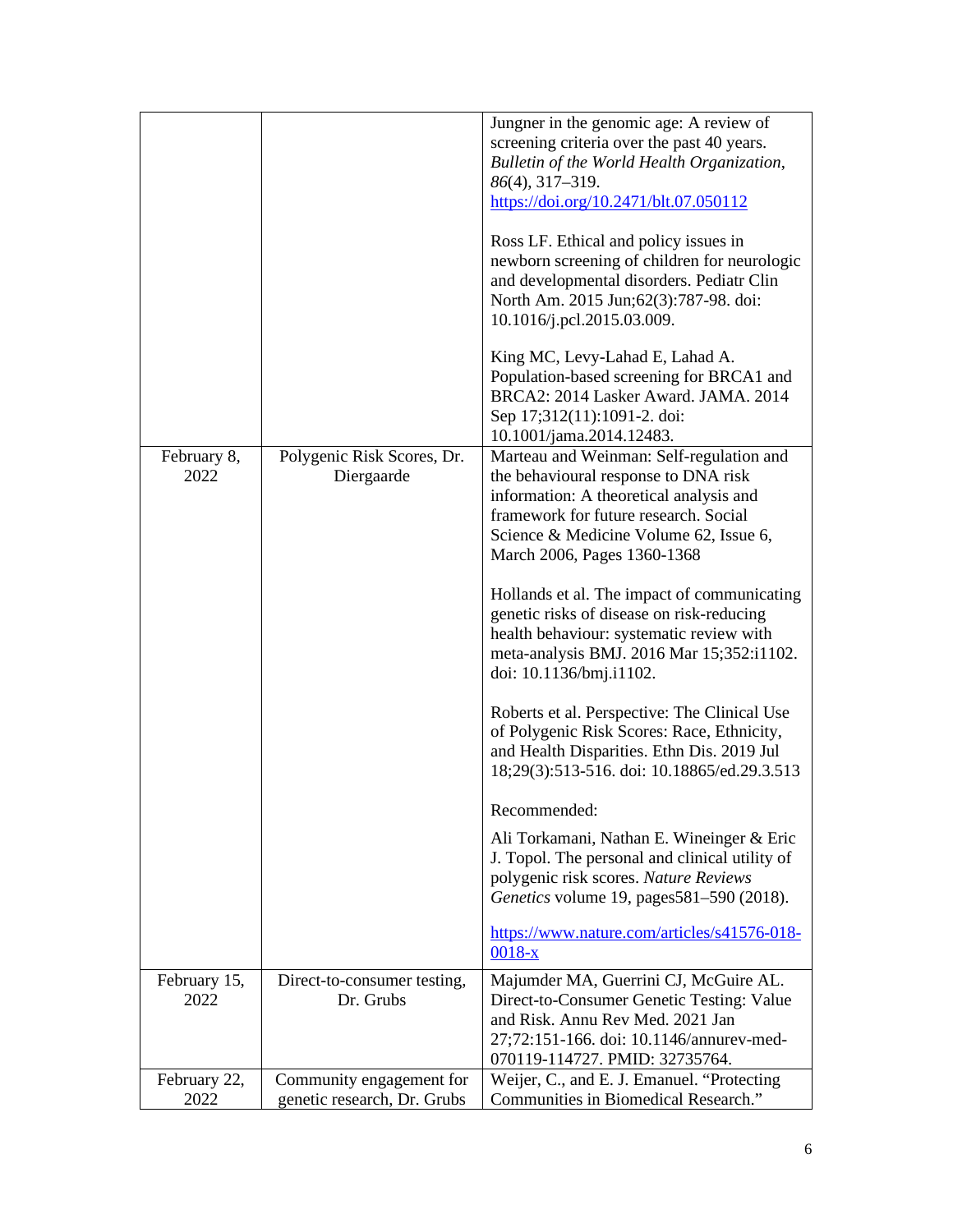| | | |
|---|---|---|
| | | Jungner in the genomic age: A review of screening criteria over the past 40 years. *Bulletin of the World Health Organization*, *86*(4), 317–319. https://doi.org/10.2471/blt.07.050112<br><br>Ross LF. Ethical and policy issues in newborn screening of children for neurologic and developmental disorders. Pediatr Clin North Am. 2015 Jun;62(3):787-98. doi: 10.1016/j.pcl.2015.03.009.<br><br>King MC, Levy-Lahad E, Lahad A. Population-based screening for BRCA1 and BRCA2: 2014 Lasker Award. JAMA. 2014 Sep 17;312(11):1091-2. doi: 10.1001/jama.2014.12483. |
| February 8, 2022 | Polygenic Risk Scores, Dr. Diergaarde | Marteau and Weinman: Self-regulation and the behavioural response to DNA risk information: A theoretical analysis and framework for future research. Social Science & Medicine Volume 62, Issue 6, March 2006, Pages 1360-1368<br><br>Hollands et al. The impact of communicating genetic risks of disease on risk-reducing health behaviour: systematic review with meta-analysis BMJ. 2016 Mar 15;352:i1102. doi: 10.1136/bmj.i1102.<br><br>Roberts et al. Perspective: The Clinical Use of Polygenic Risk Scores: Race, Ethnicity, and Health Disparities. Ethn Dis. 2019 Jul 18;29(3):513-516. doi: 10.18865/ed.29.3.513<br><br>Recommended:<br><br>Ali Torkamani, Nathan E. Wineinger & Eric J. Topol. The personal and clinical utility of polygenic risk scores. *Nature Reviews Genetics* volume 19, pages581–590 (2018).<br><br>https://www.nature.com/articles/s41576-018-0018-x |
| February 15, 2022 | Direct-to-consumer testing, Dr. Grubs | Majumder MA, Guerrini CJ, McGuire AL. Direct-to-Consumer Genetic Testing: Value and Risk. Annu Rev Med. 2021 Jan 27;72:151-166. doi: 10.1146/annurev-med-070119-114727. PMID: 32735764. |
| February 22, 2022 | Community engagement for genetic research, Dr. Grubs | Weijer, C., and E. J. Emanuel. "Protecting Communities in Biomedical Research." |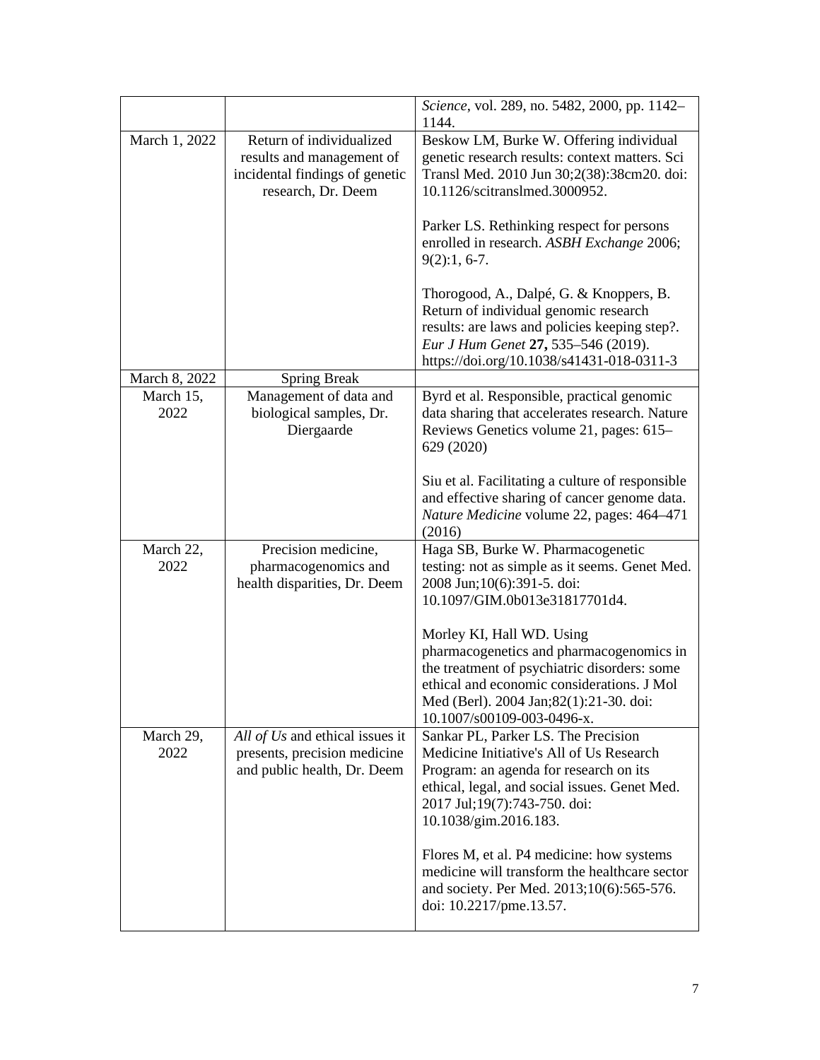| | | |
|---|---|---|
| | | *Science*, vol. 289, no. 5482, 2000, pp. 1142–1144. |
| March 1, 2022 | Return of individualized results and management of incidental findings of genetic research, Dr. Deem | Beskow LM, Burke W. Offering individual genetic research results: context matters. Sci Transl Med. 2010 Jun 30;2(38):38cm20. doi: 10.1126/scitranslmed.3000952.<br><br>Parker LS. Rethinking respect for persons enrolled in research. *ASBH Exchange* 2006; 9(2):1, 6-7.<br><br>Thorogood, A., Dalpé, G. & Knoppers, B. Return of individual genomic research results: are laws and policies keeping step?. *Eur J Hum Genet* **27,** 535–546 (2019). https://doi.org/10.1038/s41431-018-0311-3 |
| March 8, 2022 | Spring Break | |
| March 15, 2022 | Management of data and biological samples, Dr. Diergaarde | Byrd et al. Responsible, practical genomic data sharing that accelerates research. Nature Reviews Genetics volume 21, pages: 615–629 (2020)<br><br>Siu et al. Facilitating a culture of responsible and effective sharing of cancer genome data. *Nature Medicine* volume 22, pages: 464–471 (2016) |
| March 22, 2022 | Precision medicine, pharmacogenomics and health disparities, Dr. Deem | Haga SB, Burke W. Pharmacogenetic testing: not as simple as it seems. Genet Med. 2008 Jun;10(6):391-5. doi: 10.1097/GIM.0b013e31817701d4.<br><br>Morley KI, Hall WD. Using pharmacogenetics and pharmacogenomics in the treatment of psychiatric disorders: some ethical and economic considerations. J Mol Med (Berl). 2004 Jan;82(1):21-30. doi: 10.1007/s00109-003-0496-x. |
| March 29, 2022 | *All of Us* and ethical issues it presents, precision medicine and public health, Dr. Deem | Sankar PL, Parker LS. The Precision Medicine Initiative's All of Us Research Program: an agenda for research on its ethical, legal, and social issues. Genet Med. 2017 Jul;19(7):743-750. doi: 10.1038/gim.2016.183.<br><br>Flores M, et al. P4 medicine: how systems medicine will transform the healthcare sector and society. Per Med. 2013;10(6):565-576. doi: 10.2217/pme.13.57. |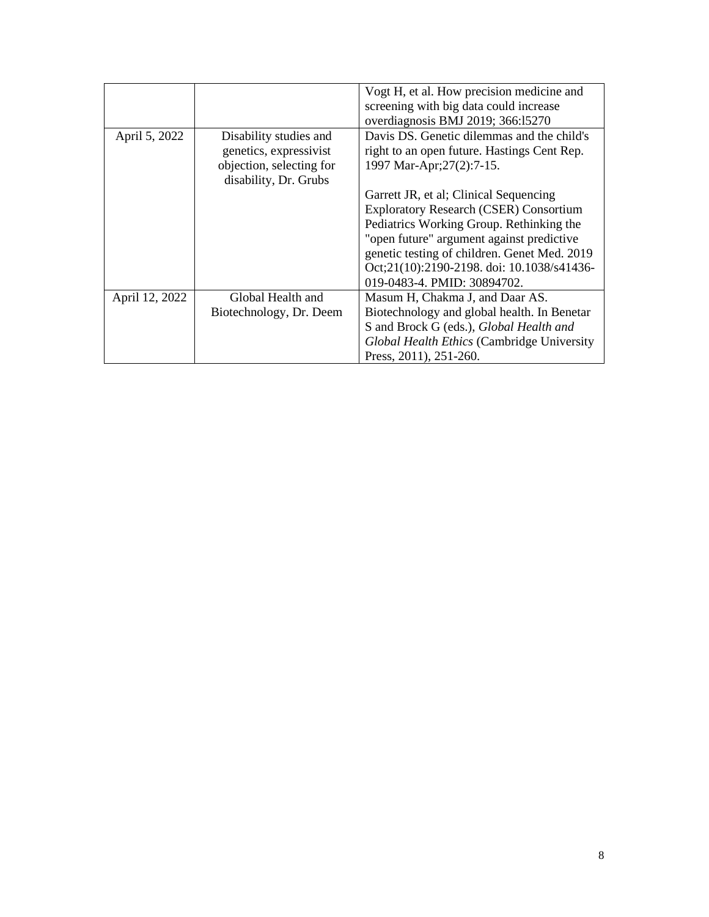| | | |
|---|---|---|
| | | Vogt H, et al. How precision medicine and screening with big data could increase overdiagnosis BMJ 2019; 366:l5270 |
| April 5, 2022 | Disability studies and genetics, expressivist objection, selecting for disability, Dr. Grubs | Davis DS. Genetic dilemmas and the child's right to an open future. Hastings Cent Rep. 1997 Mar-Apr;27(2):7-15.<br><br>Garrett JR, et al; Clinical Sequencing Exploratory Research (CSER) Consortium Pediatrics Working Group. Rethinking the "open future" argument against predictive genetic testing of children. Genet Med. 2019 Oct;21(10):2190-2198. doi: 10.1038/s41436-019-0483-4. PMID: 30894702. |
| April 12, 2022 | Global Health and Biotechnology, Dr. Deem | Masum H, Chakma J, and Daar AS. Biotechnology and global health. In Benetar S and Brock G (eds.), *Global Health and Global Health Ethics* (Cambridge University Press, 2011), 251-260. |